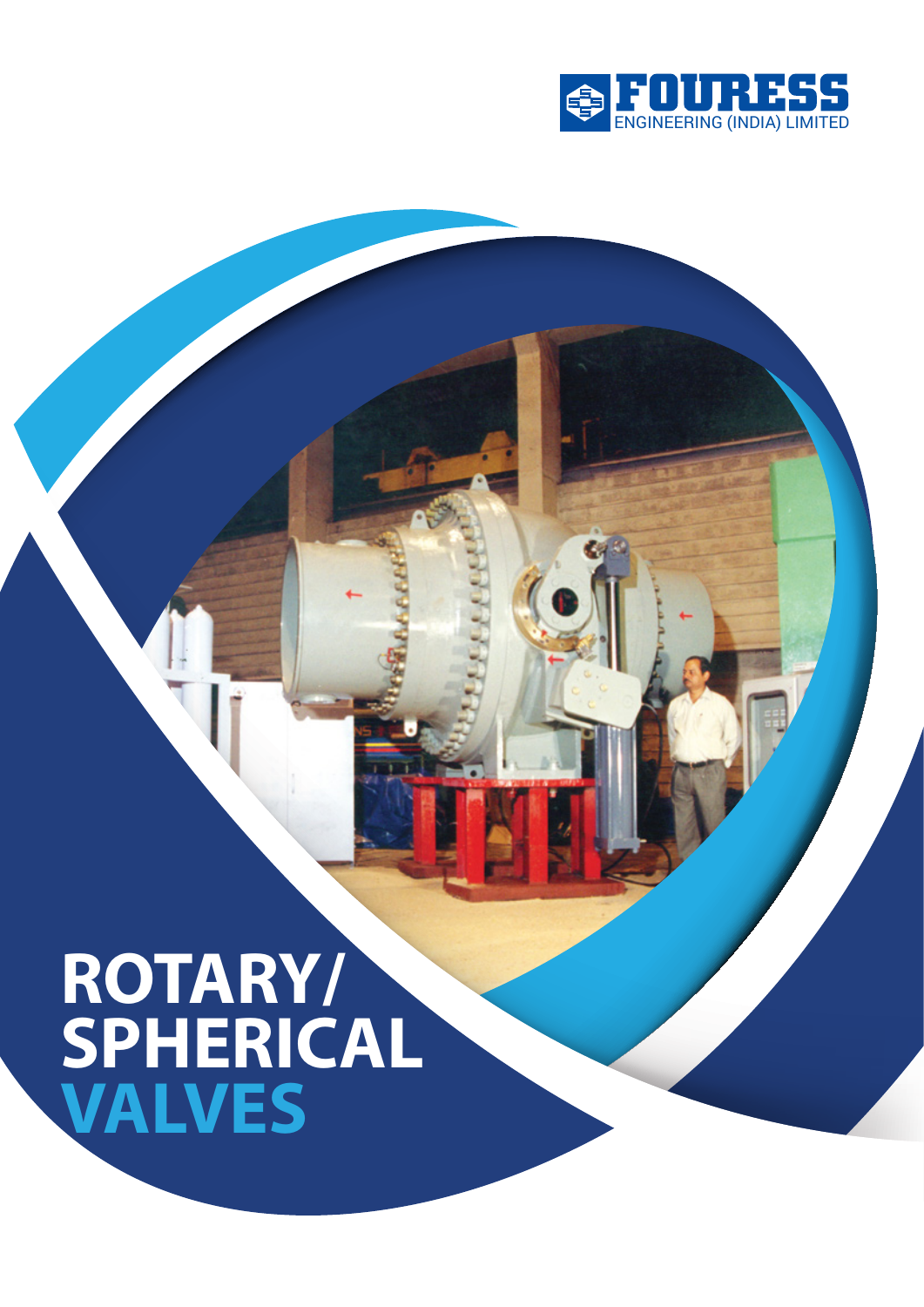FOURESS
ENGINEERING (INDIA) LIMITED

# ROTARY/ SPHERICAL VALVES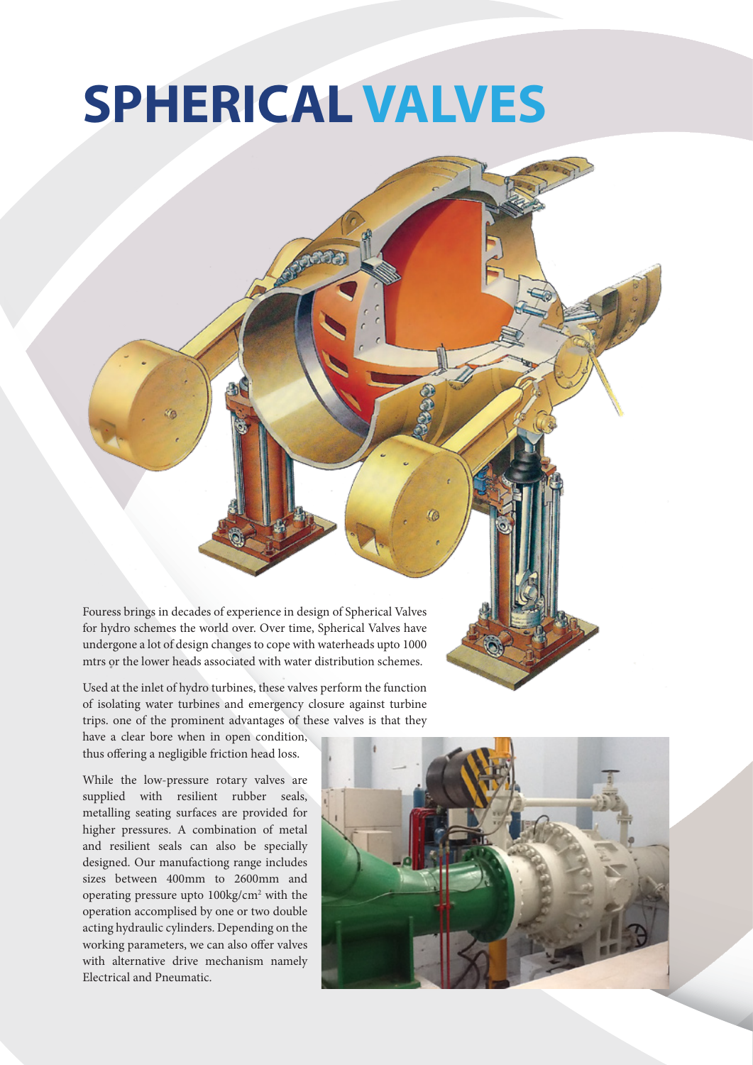# SPHERICAL VALVES

Fouress brings in decades of experience in design of Spherical Valves for hydro schemes the world over. Over time, Spherical Valves have undergone a lot of design changes to cope with waterheads upto 1000 mtrs or the lower heads associated with water distribution schemes.

Used at the inlet of hydro turbines, these valves perform the function of isolating water turbines and emergency closure against turbine trips. one of the prominent advantages of these valves is that they have a clear bore when in open condition, thus offering a negligible friction head loss.

While the low-pressure rotary valves are supplied with resilient rubber seals, metalling seating surfaces are provided for higher pressures. A combination of metal and resilient seals can also be specially designed. Our manufactiong range includes sizes between 400mm to 2600mm and operating pressure upto 100kg/cm$^2$ with the operation accomplised by one or two double acting hydraulic cylinders. Depending on the working parameters, we can also offer valves with alternative drive mechanism namely Electrical and Pneumatic.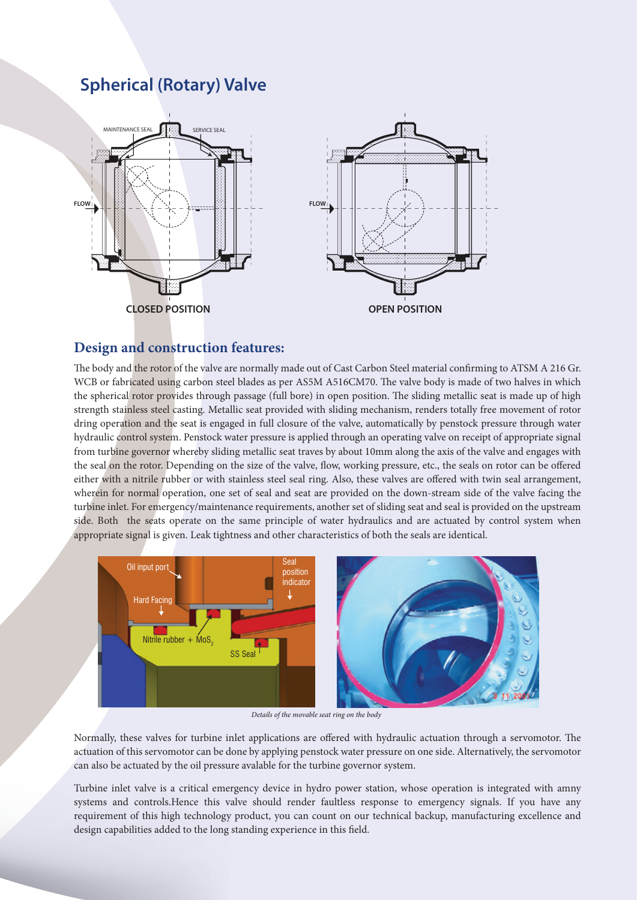## Spherical (Rotary) Valve

CLOSED POSITION

OPEN POSITION

### Design and construction features:

The body and the rotor of the valve are normally made out of Cast Carbon Steel material confirming to ATSM A 216 Gr. WCB or fabricated using carbon steel blades as per AS5M A516CM70. The valve body is made of two halves in which the spherical rotor provides through passage (full bore) in open position. The sliding metallic seat is made up of high strength stainless steel casting. Metallic seat provided with sliding mechanism, renders totally free movement of rotor dring operation and the seat is engaged in full closure of the valve, automatically by penstock pressure through water hydraulic control system. Penstock water pressure is applied through an operating valve on receipt of appropriate signal from turbine governor whereby sliding metallic seat traves by about 10mm along the axis of the valve and engages with the seal on the rotor. Depending on the size of the valve, flow, working pressure, etc., the seals on rotor can be offered either with a nitrile rubber or with stainless steel seal ring. Also, these valves are offered with twin seal arrangement, wherein for normal operation, one set of seal and seat are provided on the down-stream side of the valve facing the turbine inlet. For emergency/maintenance requirements, another set of sliding seat and seal is provided on the upstream side. Both the seats operate on the same principle of water hydraulics and are actuated by control system when appropriate signal is given. Leak tightness and other characteristics of both the seals are identical.

*Details of the movable seat ring on the body*

Normally, these valves for turbine inlet applications are offered with hydraulic actuation through a servomotor. The actuation of this servomotor can be done by applying penstock water pressure on one side. Alternatively, the servomotor can also be actuated by the oil pressure avalable for the turbine governor system.

Turbine inlet valve is a critical emergency device in hydro power station, whose operation is integrated with amny systems and controls.Hence this valve should render faultless response to emergency signals. If you have any requirement of this high technology product, you can count on our technical backup, manufacturing excellence and design capabilities added to the long standing experience in this field.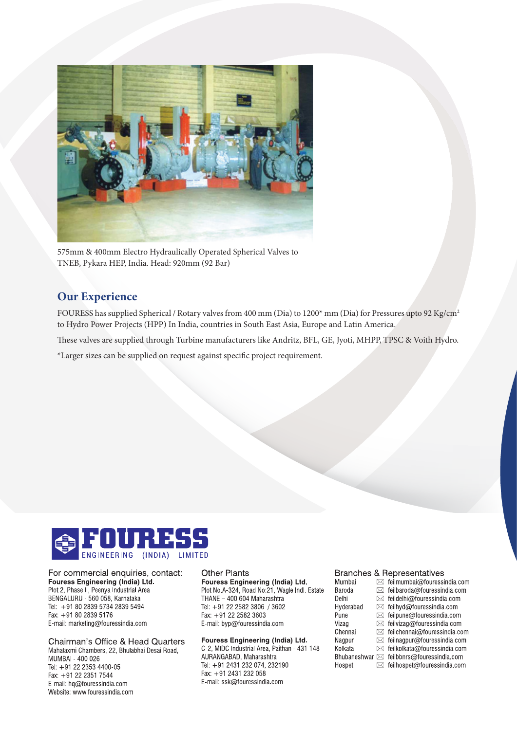575mm & 400mm Electro Hydraulically Operated Spherical Valves to TNEB, Pykara HEP, India. Head: 920mm (92 Bar)

## Our Experience

FOURESS has supplied Spherical / Rotary valves from 400 mm (Dia) to 1200* mm (Dia) for Pressures upto 92 Kg/cm$^2$ to Hydro Power Projects (HPP) In India, countries in South East Asia, Europe and Latin America.

These valves are supplied through Turbine manufacturers like Andritz, BFL, GE, Jyoti, MHPP, TPSC & Voith Hydro.

*Larger sizes can be supplied on request against specific project requirement.

**FOURESS**
ENGINEERING (INDIA) LIMITED

### For commercial enquiries, contact:

**Fouress Engineering (India) Ltd.**
Plot 2, Phase II, Peenya Industrial Area
BENGALURU - 560 058, Karnataka
Tel: +91 80 2839 5734 2839 5494
Fax: +91 80 2839 5176
E-mail: marketing@fouressindia.com

### Chairman's Office & Head Quarters

Mahalaxmi Chambers, 22, Bhulabhai Desai Road,
MUMBAI - 400 026
Tel: +91 22 2353 4400-05
Fax: +91 22 2351 7544
E-mail: hq@fouressindia.com
Website: www.fouressindia.com

### Other Plants

**Fouress Engineering (India) Ltd.**
Plot No.A-324, Road No:21, Wagle Indl. Estate
THANE – 400 604 Maharashtra
Tel: +91 22 2582 3806 / 3602
Fax: +91 22 2582 3603
E-mail: byp@fouressindia.com

**Fouress Engineering (India) Ltd.**
C-2, MIDC Industrial Area, Paithan - 431 148
AURANGABAD, Maharashtra
Tel: +91 2431 232 074, 232190
Fax: +91 2431 232 058
E-mail: ssk@fouressindia.com

### Branches & Representatives

| | |
|---|---|
| Mumbai | feilmumbai@fouressindia.com |
| Baroda | feilbaroda@fouressindia.com |
| Delhi | feildelhi@fouressindia.com |
| Hyderabad | feilhyd@fouressindia.com |
| Pune | feilpune@fouressindia.com |
| Vizag | feilvizag@fouressindia.com |
| Chennai | feilchennai@fouressindia.com |
| Nagpur | feilnagpur@fouressindia.com |
| Kolkata | feilkolkata@fouressindia.com |
| Bhubaneshwar | feilbbnrs@fouressindia.com |
| Hospet | feilhospet@fouressindia.com |